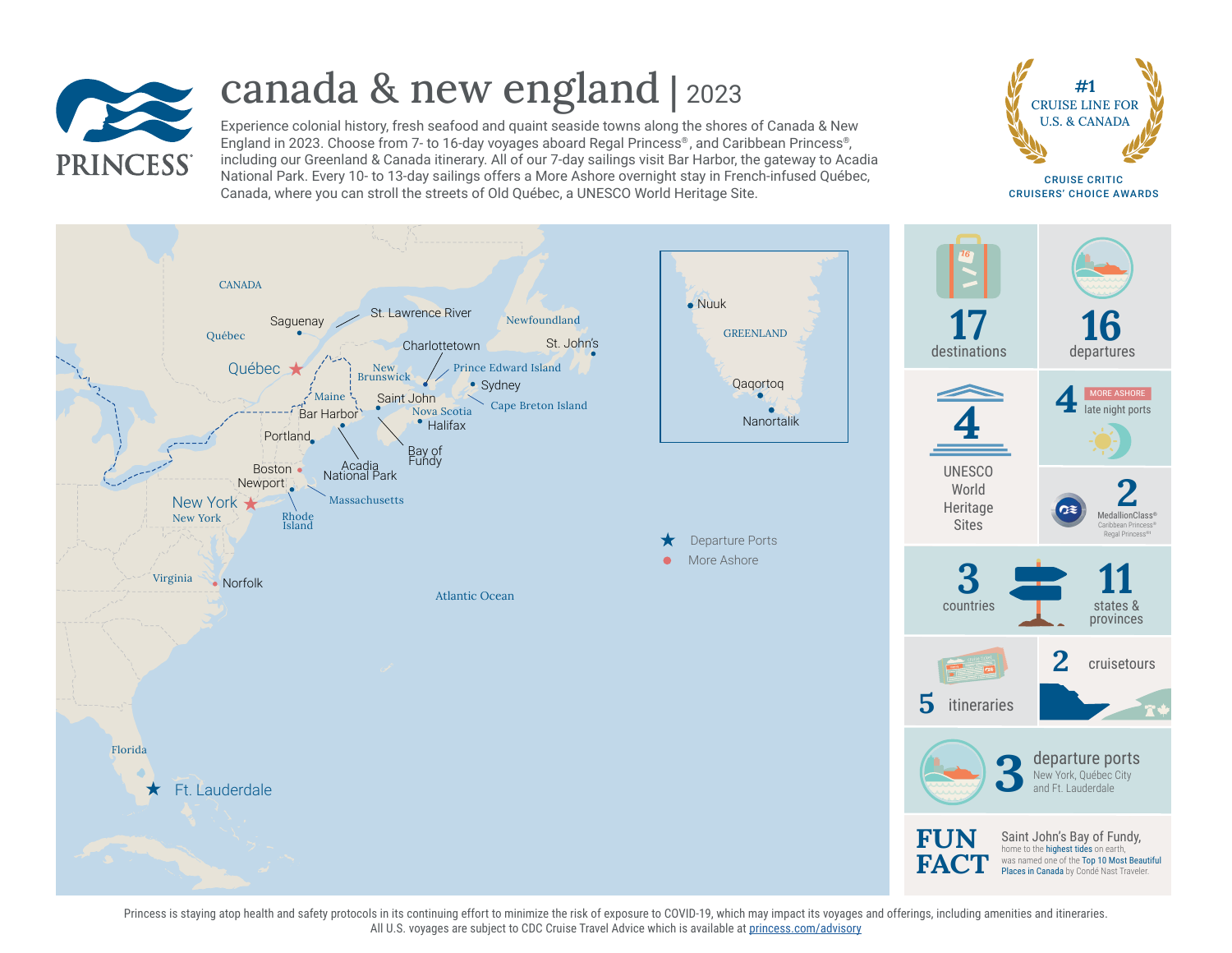# canada & new england | 2023

Experience colonial history, fresh seafood and quaint seaside towns along the shores of Canada & New England in 2023. Choose from 7- to 16-day voyages aboard Regal Princess®, and Caribbean Princess®, including our Greenland & Canada itinerary. All of our 7-day sailings visit Bar Harbor, the gateway to Acadia National Park. Every 10- to 13-day sailings offers a More Ashore overnight stay in French-infused Québec, Canada, where you can stroll the streets of Old Québec, a UNESCO World Heritage Site.

**#1 CRUISE LINE FOR U.S. & CANADA**
CRUISE CRITIC CRUISERS' CHOICE AWARDS

CANADA · Saguenay · St. Lawrence River · Newfoundland · St. John's · Québec · Charlottetown · New Brunswick · Prince Edward Island · Québec · Sydney · Maine · Saint John · Cape Breton Island · Bar Harbor · Nova Scotia · Halifax · Portland · Bay of Fundy · Acadia National Park · Boston · Newport · New York · Massachusetts · New York · Rhode Island · Virginia · Norfolk · Atlantic Ocean · Florida · Ft. Lauderdale

Nuuk · GREENLAND · Qaqortoq · Nanortalik

★ Departure Ports
● More Ashore

- **17** destinations
- **16** departures
- **4** UNESCO World Heritage Sites
- **4** MORE ASHORE late night ports
- **2** MedallionClass® Caribbean Princess® Regal Princess®[1]
- **3** countries
- **11** states & provinces
- **5** itineraries
- **2** cruisetours
- **3** departure ports: New York, Québec City and Ft. Lauderdale

**FUN FACT**
Saint John's Bay of Fundy, home to the highest tides on earth, was named one of the Top 10 Most Beautiful Places in Canada by Condé Nast Traveler.

Princess is staying atop health and safety protocols in its continuing effort to minimize the risk of exposure to COVID-19, which may impact its voyages and offerings, including amenities and itineraries. All U.S. voyages are subject to CDC Cruise Travel Advice which is available at princess.com/advisory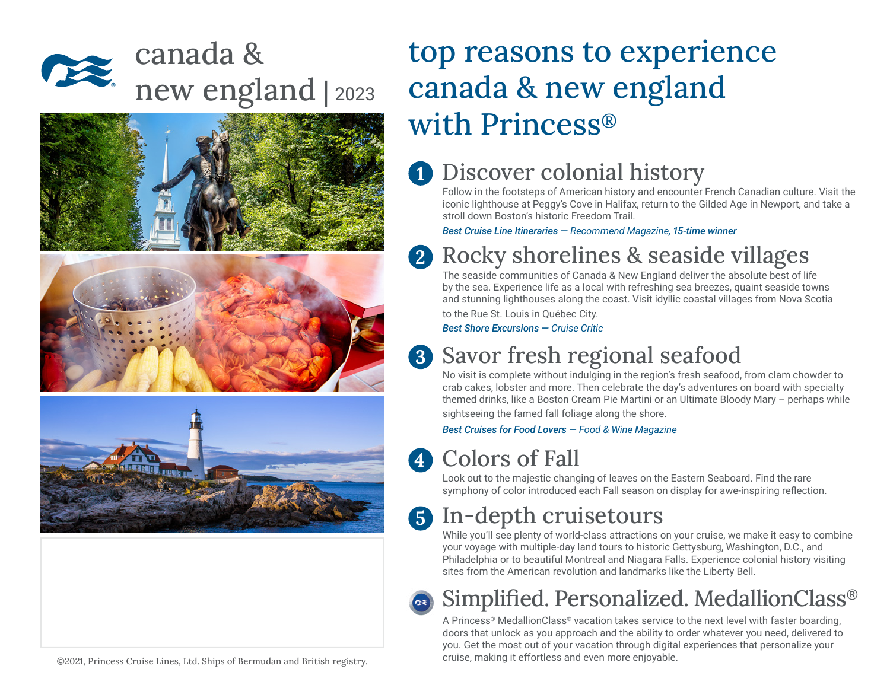# canada & new england | 2023

## top reasons to experience canada & new england with Princess®

### 1 Discover colonial history

Follow in the footsteps of American history and encounter French Canadian culture. Visit the iconic lighthouse at Peggy's Cove in Halifax, return to the Gilded Age in Newport, and take a stroll down Boston's historic Freedom Trail.

***Best Cruise Line Itineraries** — Recommend Magazine, **15-time winner***

### 2 Rocky shorelines & seaside villages

The seaside communities of Canada & New England deliver the absolute best of life by the sea. Experience life as a local with refreshing sea breezes, quaint seaside towns and stunning lighthouses along the coast. Visit idyllic coastal villages from Nova Scotia to the Rue St. Louis in Québec City.

***Best Shore Excursions** — Cruise Critic*

### 3 Savor fresh regional seafood

No visit is complete without indulging in the region's fresh seafood, from clam chowder to crab cakes, lobster and more. Then celebrate the day's adventures on board with specialty themed drinks, like a Boston Cream Pie Martini or an Ultimate Bloody Mary – perhaps while sightseeing the famed fall foliage along the shore.

***Best Cruises for Food Lovers** — Food & Wine Magazine*

### 4 Colors of Fall

Look out to the majestic changing of leaves on the Eastern Seaboard. Find the rare symphony of color introduced each Fall season on display for awe-inspiring reflection.

### 5 In-depth cruisetours

While you'll see plenty of world-class attractions on your cruise, we make it easy to combine your voyage with multiple-day land tours to historic Gettysburg, Washington, D.C., and Philadelphia or to beautiful Montreal and Niagara Falls. Experience colonial history visiting sites from the American revolution and landmarks like the Liberty Bell.

### Simplified. Personalized. MedallionClass®

A Princess® MedallionClass® vacation takes service to the next level with faster boarding, doors that unlock as you approach and the ability to order whatever you need, delivered to you. Get the most out of your vacation through digital experiences that personalize your cruise, making it effortless and even more enjoyable.

©2021, Princess Cruise Lines, Ltd. Ships of Bermudan and British registry.